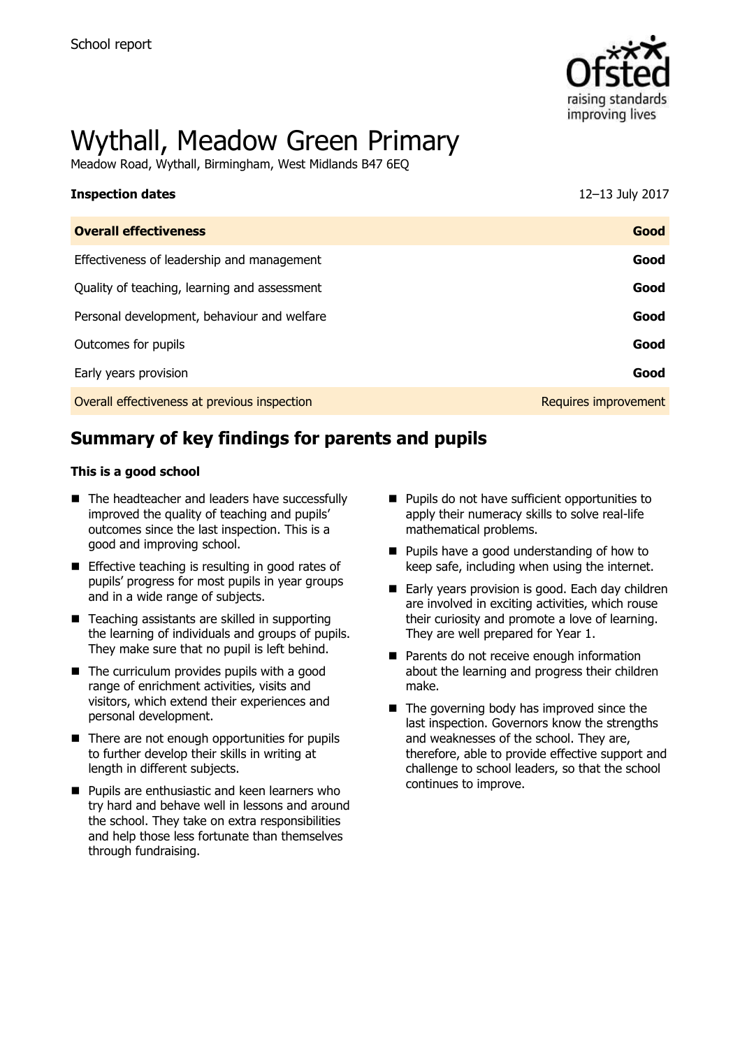School report

# Wythall, Meadow Green Primary

Meadow Road, Wythall, Birmingham, West Midlands B47 6EQ

**Inspection dates** 12–13 July 2017

| **Overall effectiveness** | **Good** |
| --- | --- |
| Effectiveness of leadership and management | **Good** |
| Quality of teaching, learning and assessment | **Good** |
| Personal development, behaviour and welfare | **Good** |
| Outcomes for pupils | **Good** |
| Early years provision | **Good** |
| Overall effectiveness at previous inspection | Requires improvement |

## Summary of key findings for parents and pupils

**This is a good school**

- The headteacher and leaders have successfully improved the quality of teaching and pupils' outcomes since the last inspection. This is a good and improving school.
- Effective teaching is resulting in good rates of pupils' progress for most pupils in year groups and in a wide range of subjects.
- Teaching assistants are skilled in supporting the learning of individuals and groups of pupils. They make sure that no pupil is left behind.
- The curriculum provides pupils with a good range of enrichment activities, visits and visitors, which extend their experiences and personal development.
- There are not enough opportunities for pupils to further develop their skills in writing at length in different subjects.
- Pupils are enthusiastic and keen learners who try hard and behave well in lessons and around the school. They take on extra responsibilities and help those less fortunate than themselves through fundraising.
- Pupils do not have sufficient opportunities to apply their numeracy skills to solve real-life mathematical problems.
- Pupils have a good understanding of how to keep safe, including when using the internet.
- Early years provision is good. Each day children are involved in exciting activities, which rouse their curiosity and promote a love of learning. They are well prepared for Year 1.
- Parents do not receive enough information about the learning and progress their children make.
- The governing body has improved since the last inspection. Governors know the strengths and weaknesses of the school. They are, therefore, able to provide effective support and challenge to school leaders, so that the school continues to improve.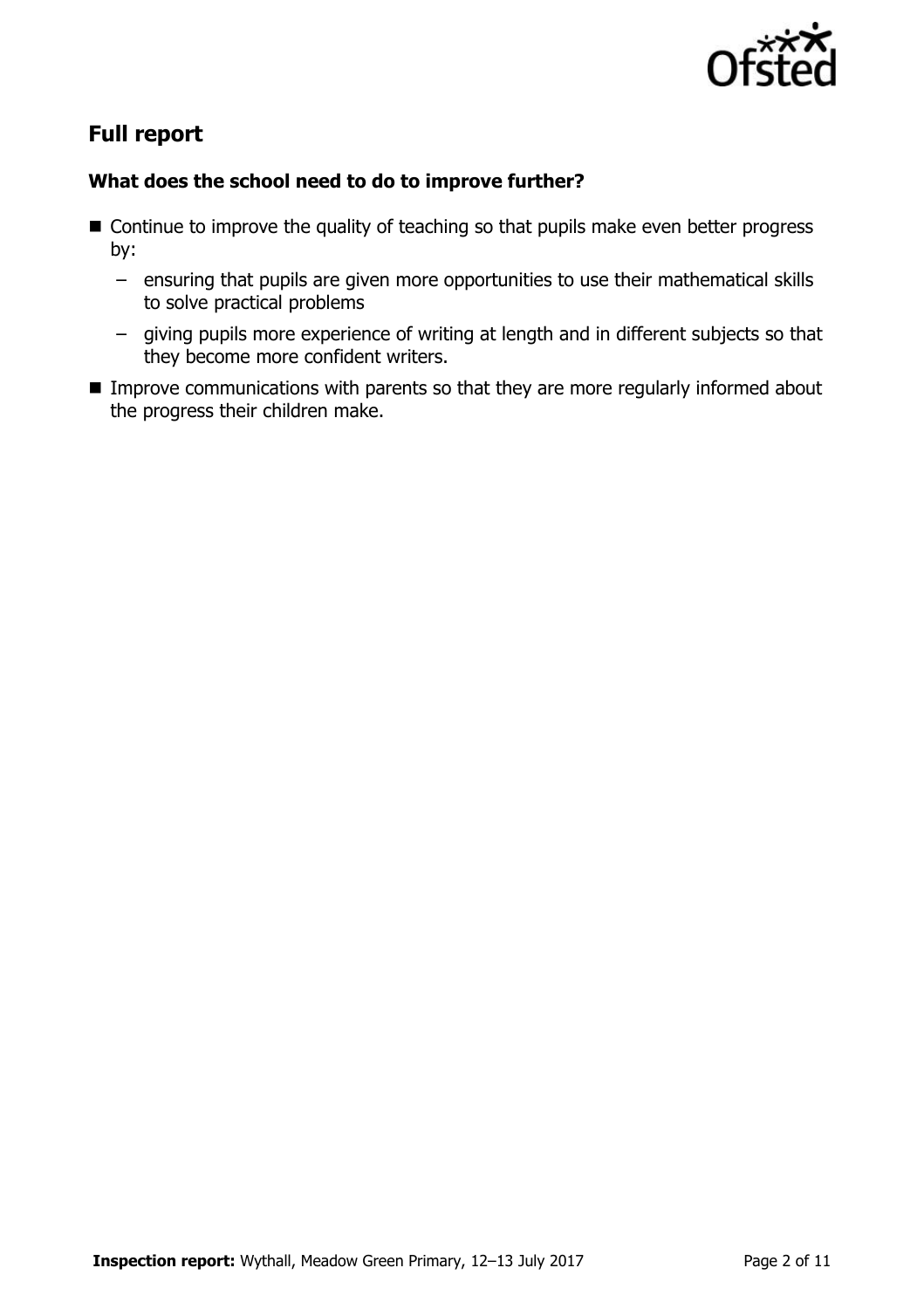## Full report

### What does the school need to do to improve further?

- Continue to improve the quality of teaching so that pupils make even better progress by:
  - ensuring that pupils are given more opportunities to use their mathematical skills to solve practical problems
  - giving pupils more experience of writing at length and in different subjects so that they become more confident writers.
- Improve communications with parents so that they are more regularly informed about the progress their children make.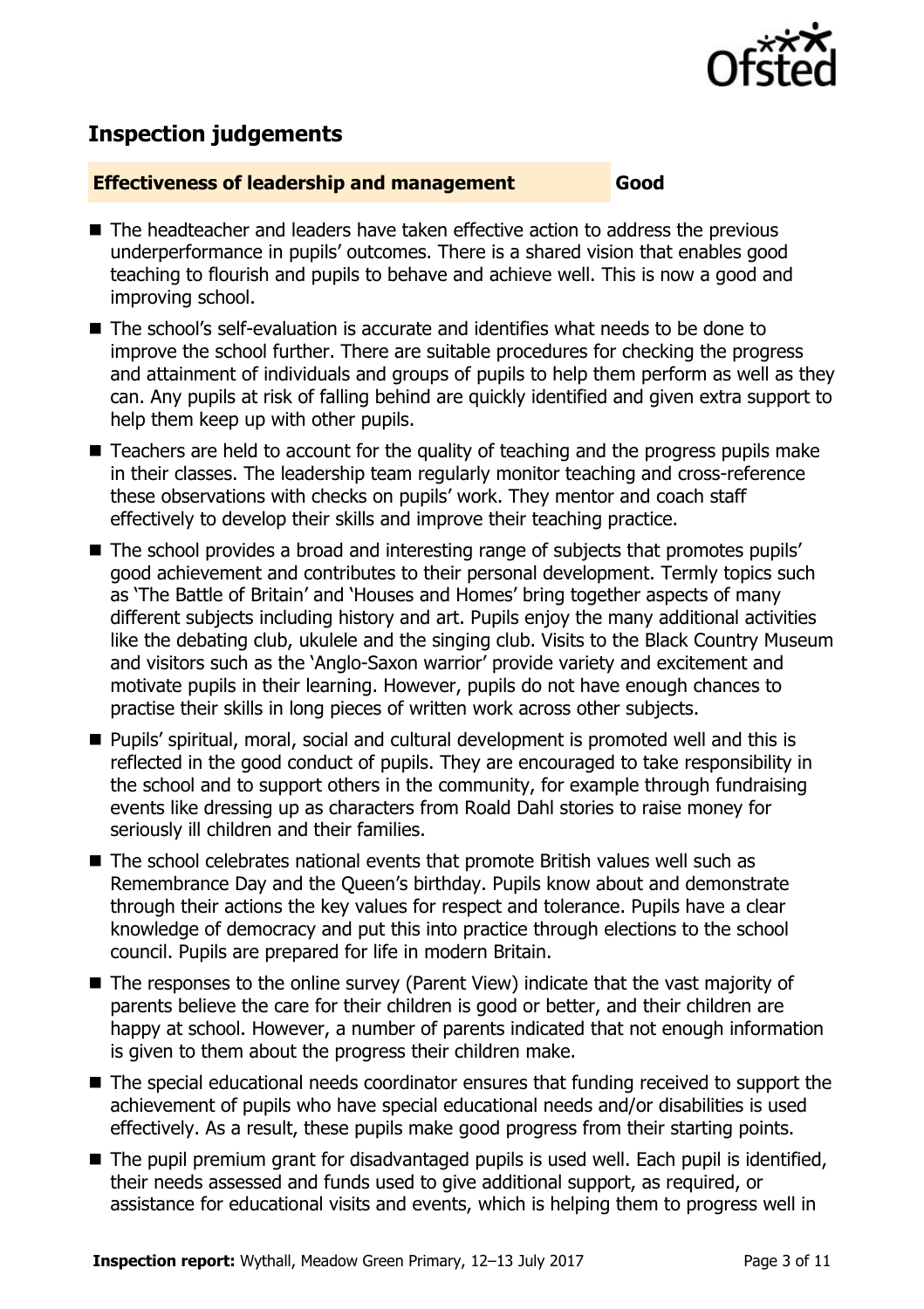## Inspection judgements

**Effectiveness of leadership and management** **Good**

- The headteacher and leaders have taken effective action to address the previous underperformance in pupils' outcomes. There is a shared vision that enables good teaching to flourish and pupils to behave and achieve well. This is now a good and improving school.
- The school's self-evaluation is accurate and identifies what needs to be done to improve the school further. There are suitable procedures for checking the progress and attainment of individuals and groups of pupils to help them perform as well as they can. Any pupils at risk of falling behind are quickly identified and given extra support to help them keep up with other pupils.
- Teachers are held to account for the quality of teaching and the progress pupils make in their classes. The leadership team regularly monitor teaching and cross-reference these observations with checks on pupils' work. They mentor and coach staff effectively to develop their skills and improve their teaching practice.
- The school provides a broad and interesting range of subjects that promotes pupils' good achievement and contributes to their personal development. Termly topics such as 'The Battle of Britain' and 'Houses and Homes' bring together aspects of many different subjects including history and art. Pupils enjoy the many additional activities like the debating club, ukulele and the singing club. Visits to the Black Country Museum and visitors such as the 'Anglo-Saxon warrior' provide variety and excitement and motivate pupils in their learning. However, pupils do not have enough chances to practise their skills in long pieces of written work across other subjects.
- Pupils' spiritual, moral, social and cultural development is promoted well and this is reflected in the good conduct of pupils. They are encouraged to take responsibility in the school and to support others in the community, for example through fundraising events like dressing up as characters from Roald Dahl stories to raise money for seriously ill children and their families.
- The school celebrates national events that promote British values well such as Remembrance Day and the Queen's birthday. Pupils know about and demonstrate through their actions the key values for respect and tolerance. Pupils have a clear knowledge of democracy and put this into practice through elections to the school council. Pupils are prepared for life in modern Britain.
- The responses to the online survey (Parent View) indicate that the vast majority of parents believe the care for their children is good or better, and their children are happy at school. However, a number of parents indicated that not enough information is given to them about the progress their children make.
- The special educational needs coordinator ensures that funding received to support the achievement of pupils who have special educational needs and/or disabilities is used effectively. As a result, these pupils make good progress from their starting points.
- The pupil premium grant for disadvantaged pupils is used well. Each pupil is identified, their needs assessed and funds used to give additional support, as required, or assistance for educational visits and events, which is helping them to progress well in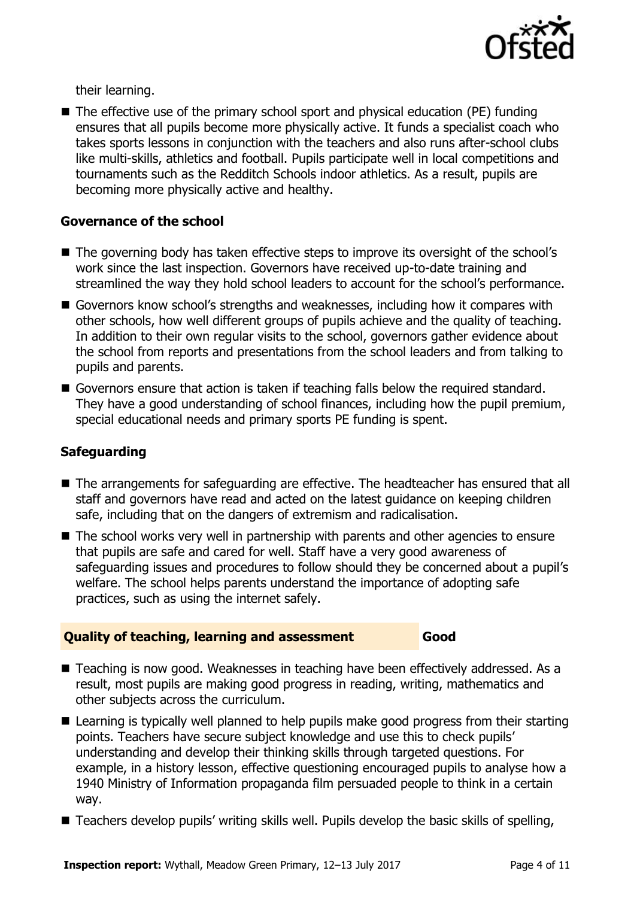their learning.

- The effective use of the primary school sport and physical education (PE) funding ensures that all pupils become more physically active. It funds a specialist coach who takes sports lessons in conjunction with the teachers and also runs after-school clubs like multi-skills, athletics and football. Pupils participate well in local competitions and tournaments such as the Redditch Schools indoor athletics. As a result, pupils are becoming more physically active and healthy.

### Governance of the school

- The governing body has taken effective steps to improve its oversight of the school's work since the last inspection. Governors have received up-to-date training and streamlined the way they hold school leaders to account for the school's performance.
- Governors know school's strengths and weaknesses, including how it compares with other schools, how well different groups of pupils achieve and the quality of teaching. In addition to their own regular visits to the school, governors gather evidence about the school from reports and presentations from the school leaders and from talking to pupils and parents.
- Governors ensure that action is taken if teaching falls below the required standard. They have a good understanding of school finances, including how the pupil premium, special educational needs and primary sports PE funding is spent.

### Safeguarding

- The arrangements for safeguarding are effective. The headteacher has ensured that all staff and governors have read and acted on the latest guidance on keeping children safe, including that on the dangers of extremism and radicalisation.
- The school works very well in partnership with parents and other agencies to ensure that pupils are safe and cared for well. Staff have a very good awareness of safeguarding issues and procedures to follow should they be concerned about a pupil's welfare. The school helps parents understand the importance of adopting safe practices, such as using the internet safely.

## Quality of teaching, learning and assessment — Good

- Teaching is now good. Weaknesses in teaching have been effectively addressed. As a result, most pupils are making good progress in reading, writing, mathematics and other subjects across the curriculum.
- Learning is typically well planned to help pupils make good progress from their starting points. Teachers have secure subject knowledge and use this to check pupils' understanding and develop their thinking skills through targeted questions. For example, in a history lesson, effective questioning encouraged pupils to analyse how a 1940 Ministry of Information propaganda film persuaded people to think in a certain way.
- Teachers develop pupils' writing skills well. Pupils develop the basic skills of spelling,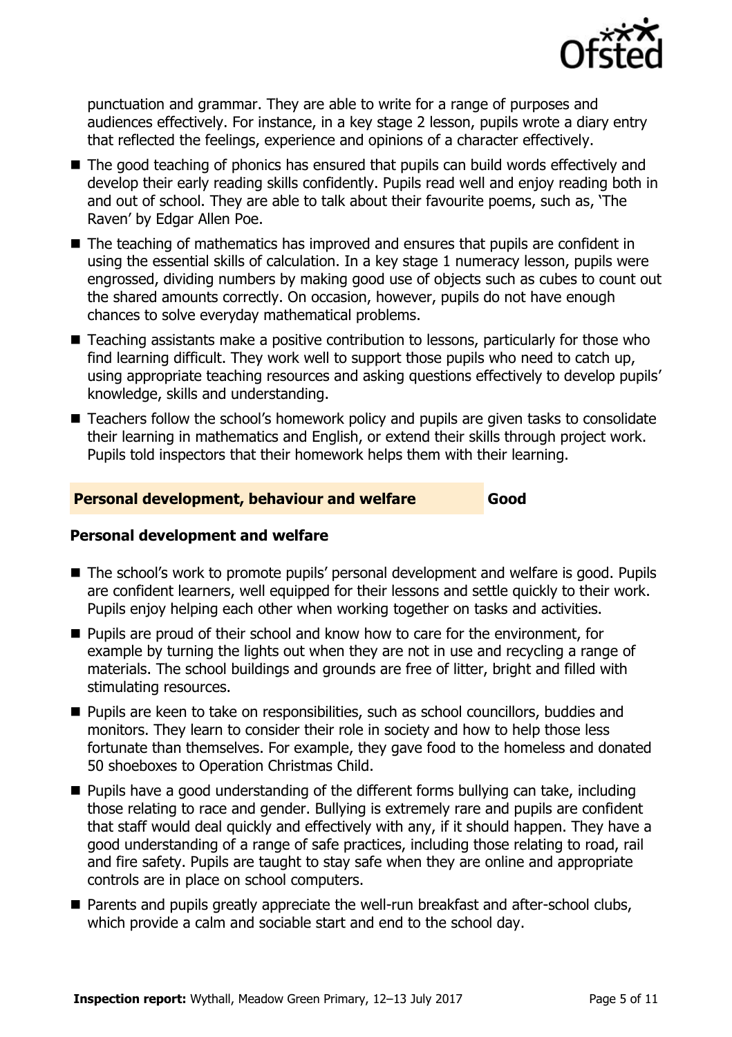punctuation and grammar. They are able to write for a range of purposes and audiences effectively. For instance, in a key stage 2 lesson, pupils wrote a diary entry that reflected the feelings, experience and opinions of a character effectively.

- The good teaching of phonics has ensured that pupils can build words effectively and develop their early reading skills confidently. Pupils read well and enjoy reading both in and out of school. They are able to talk about their favourite poems, such as, 'The Raven' by Edgar Allen Poe.
- The teaching of mathematics has improved and ensures that pupils are confident in using the essential skills of calculation. In a key stage 1 numeracy lesson, pupils were engrossed, dividing numbers by making good use of objects such as cubes to count out the shared amounts correctly. On occasion, however, pupils do not have enough chances to solve everyday mathematical problems.
- Teaching assistants make a positive contribution to lessons, particularly for those who find learning difficult. They work well to support those pupils who need to catch up, using appropriate teaching resources and asking questions effectively to develop pupils' knowledge, skills and understanding.
- Teachers follow the school's homework policy and pupils are given tasks to consolidate their learning in mathematics and English, or extend their skills through project work. Pupils told inspectors that their homework helps them with their learning.

## Personal development, behaviour and welfare — Good

### Personal development and welfare

- The school's work to promote pupils' personal development and welfare is good. Pupils are confident learners, well equipped for their lessons and settle quickly to their work. Pupils enjoy helping each other when working together on tasks and activities.
- Pupils are proud of their school and know how to care for the environment, for example by turning the lights out when they are not in use and recycling a range of materials. The school buildings and grounds are free of litter, bright and filled with stimulating resources.
- Pupils are keen to take on responsibilities, such as school councillors, buddies and monitors. They learn to consider their role in society and how to help those less fortunate than themselves. For example, they gave food to the homeless and donated 50 shoeboxes to Operation Christmas Child.
- Pupils have a good understanding of the different forms bullying can take, including those relating to race and gender. Bullying is extremely rare and pupils are confident that staff would deal quickly and effectively with any, if it should happen. They have a good understanding of a range of safe practices, including those relating to road, rail and fire safety. Pupils are taught to stay safe when they are online and appropriate controls are in place on school computers.
- Parents and pupils greatly appreciate the well-run breakfast and after-school clubs, which provide a calm and sociable start and end to the school day.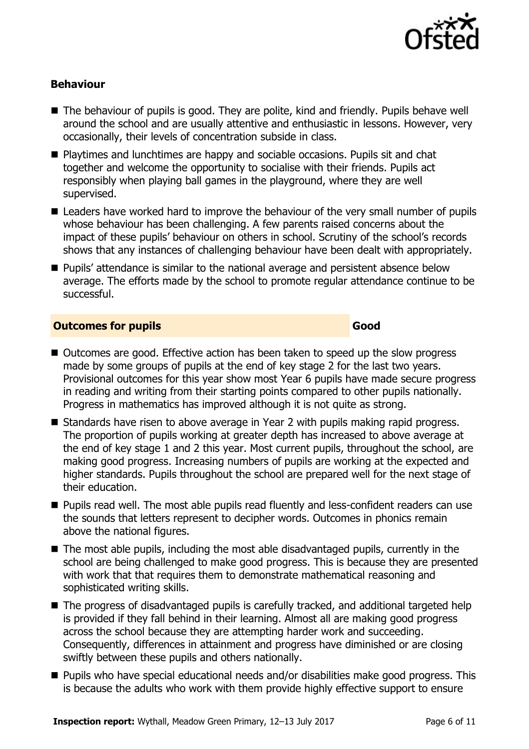### Behaviour

- The behaviour of pupils is good. They are polite, kind and friendly. Pupils behave well around the school and are usually attentive and enthusiastic in lessons. However, very occasionally, their levels of concentration subside in class.
- Playtimes and lunchtimes are happy and sociable occasions. Pupils sit and chat together and welcome the opportunity to socialise with their friends. Pupils act responsibly when playing ball games in the playground, where they are well supervised.
- Leaders have worked hard to improve the behaviour of the very small number of pupils whose behaviour has been challenging. A few parents raised concerns about the impact of these pupils' behaviour on others in school. Scrutiny of the school's records shows that any instances of challenging behaviour have been dealt with appropriately.
- Pupils' attendance is similar to the national average and persistent absence below average. The efforts made by the school to promote regular attendance continue to be successful.

### Outcomes for pupils — Good

- Outcomes are good. Effective action has been taken to speed up the slow progress made by some groups of pupils at the end of key stage 2 for the last two years. Provisional outcomes for this year show most Year 6 pupils have made secure progress in reading and writing from their starting points compared to other pupils nationally. Progress in mathematics has improved although it is not quite as strong.
- Standards have risen to above average in Year 2 with pupils making rapid progress. The proportion of pupils working at greater depth has increased to above average at the end of key stage 1 and 2 this year. Most current pupils, throughout the school, are making good progress. Increasing numbers of pupils are working at the expected and higher standards. Pupils throughout the school are prepared well for the next stage of their education.
- Pupils read well. The most able pupils read fluently and less-confident readers can use the sounds that letters represent to decipher words. Outcomes in phonics remain above the national figures.
- The most able pupils, including the most able disadvantaged pupils, currently in the school are being challenged to make good progress. This is because they are presented with work that that requires them to demonstrate mathematical reasoning and sophisticated writing skills.
- The progress of disadvantaged pupils is carefully tracked, and additional targeted help is provided if they fall behind in their learning. Almost all are making good progress across the school because they are attempting harder work and succeeding. Consequently, differences in attainment and progress have diminished or are closing swiftly between these pupils and others nationally.
- Pupils who have special educational needs and/or disabilities make good progress. This is because the adults who work with them provide highly effective support to ensure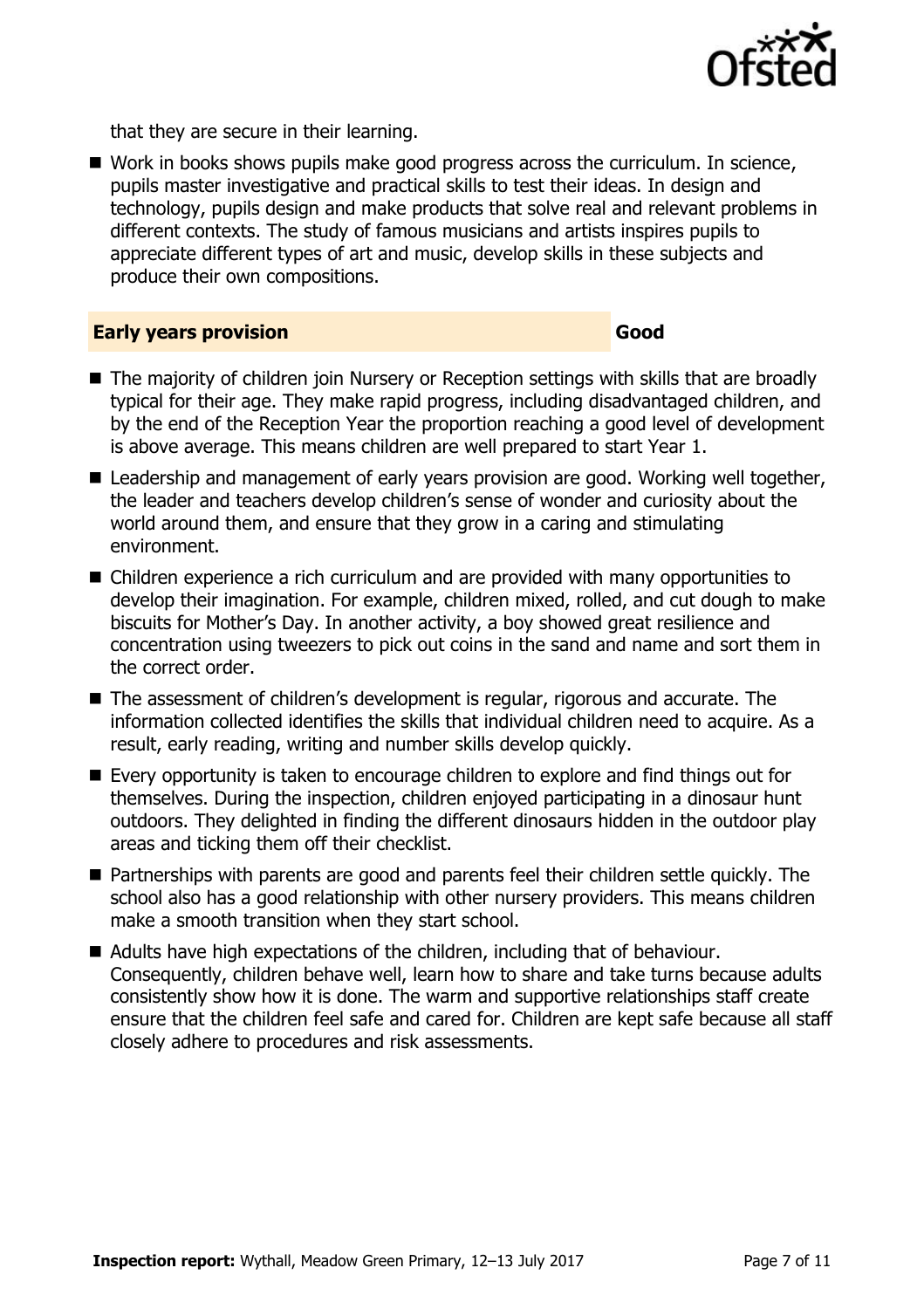that they are secure in their learning.

- Work in books shows pupils make good progress across the curriculum. In science, pupils master investigative and practical skills to test their ideas. In design and technology, pupils design and make products that solve real and relevant problems in different contexts. The study of famous musicians and artists inspires pupils to appreciate different types of art and music, develop skills in these subjects and produce their own compositions.

## Early years provision — Good

- The majority of children join Nursery or Reception settings with skills that are broadly typical for their age. They make rapid progress, including disadvantaged children, and by the end of the Reception Year the proportion reaching a good level of development is above average. This means children are well prepared to start Year 1.
- Leadership and management of early years provision are good. Working well together, the leader and teachers develop children's sense of wonder and curiosity about the world around them, and ensure that they grow in a caring and stimulating environment.
- Children experience a rich curriculum and are provided with many opportunities to develop their imagination. For example, children mixed, rolled, and cut dough to make biscuits for Mother's Day. In another activity, a boy showed great resilience and concentration using tweezers to pick out coins in the sand and name and sort them in the correct order.
- The assessment of children's development is regular, rigorous and accurate. The information collected identifies the skills that individual children need to acquire. As a result, early reading, writing and number skills develop quickly.
- Every opportunity is taken to encourage children to explore and find things out for themselves. During the inspection, children enjoyed participating in a dinosaur hunt outdoors. They delighted in finding the different dinosaurs hidden in the outdoor play areas and ticking them off their checklist.
- Partnerships with parents are good and parents feel their children settle quickly. The school also has a good relationship with other nursery providers. This means children make a smooth transition when they start school.
- Adults have high expectations of the children, including that of behaviour. Consequently, children behave well, learn how to share and take turns because adults consistently show how it is done. The warm and supportive relationships staff create ensure that the children feel safe and cared for. Children are kept safe because all staff closely adhere to procedures and risk assessments.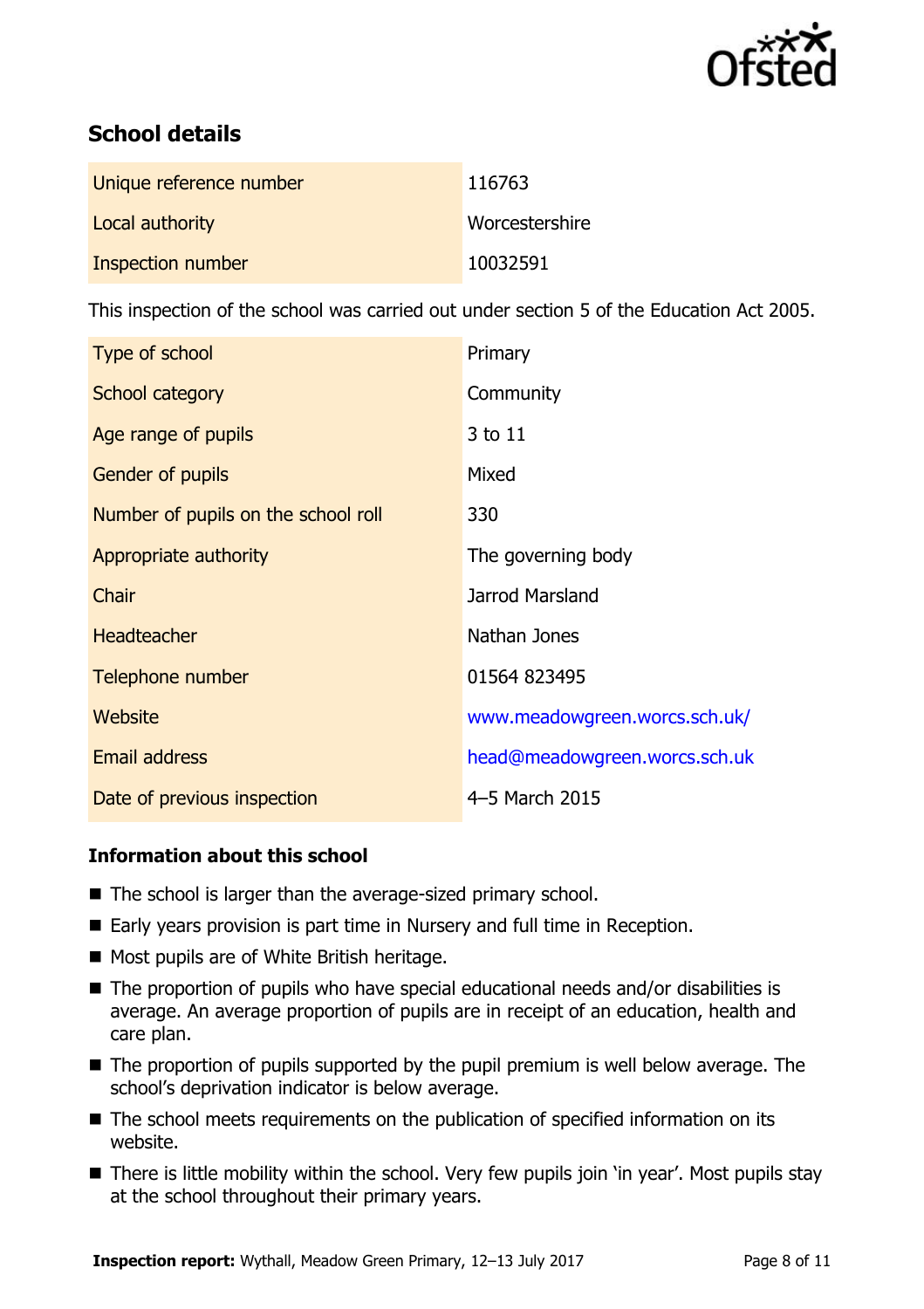## School details

| | |
|---|---|
| Unique reference number | 116763 |
| Local authority | Worcestershire |
| Inspection number | 10032591 |

This inspection of the school was carried out under section 5 of the Education Act 2005.

| | |
|---|---|
| Type of school | Primary |
| School category | Community |
| Age range of pupils | 3 to 11 |
| Gender of pupils | Mixed |
| Number of pupils on the school roll | 330 |
| Appropriate authority | The governing body |
| Chair | Jarrod Marsland |
| Headteacher | Nathan Jones |
| Telephone number | 01564 823495 |
| Website | www.meadowgreen.worcs.sch.uk/ |
| Email address | head@meadowgreen.worcs.sch.uk |
| Date of previous inspection | 4–5 March 2015 |

### Information about this school

- The school is larger than the average-sized primary school.
- Early years provision is part time in Nursery and full time in Reception.
- Most pupils are of White British heritage.
- The proportion of pupils who have special educational needs and/or disabilities is average. An average proportion of pupils are in receipt of an education, health and care plan.
- The proportion of pupils supported by the pupil premium is well below average. The school's deprivation indicator is below average.
- The school meets requirements on the publication of specified information on its website.
- There is little mobility within the school. Very few pupils join 'in year'. Most pupils stay at the school throughout their primary years.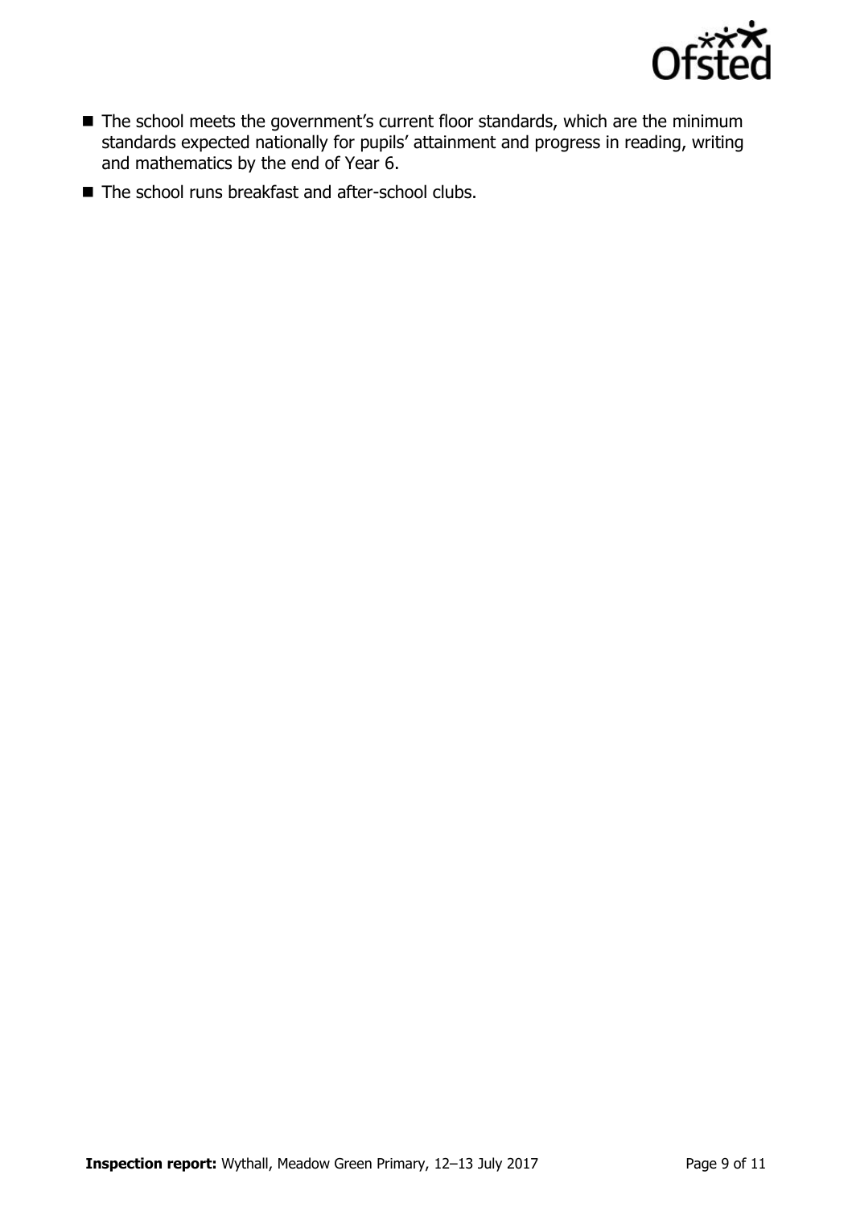- The school meets the government's current floor standards, which are the minimum standards expected nationally for pupils' attainment and progress in reading, writing and mathematics by the end of Year 6.
- The school runs breakfast and after-school clubs.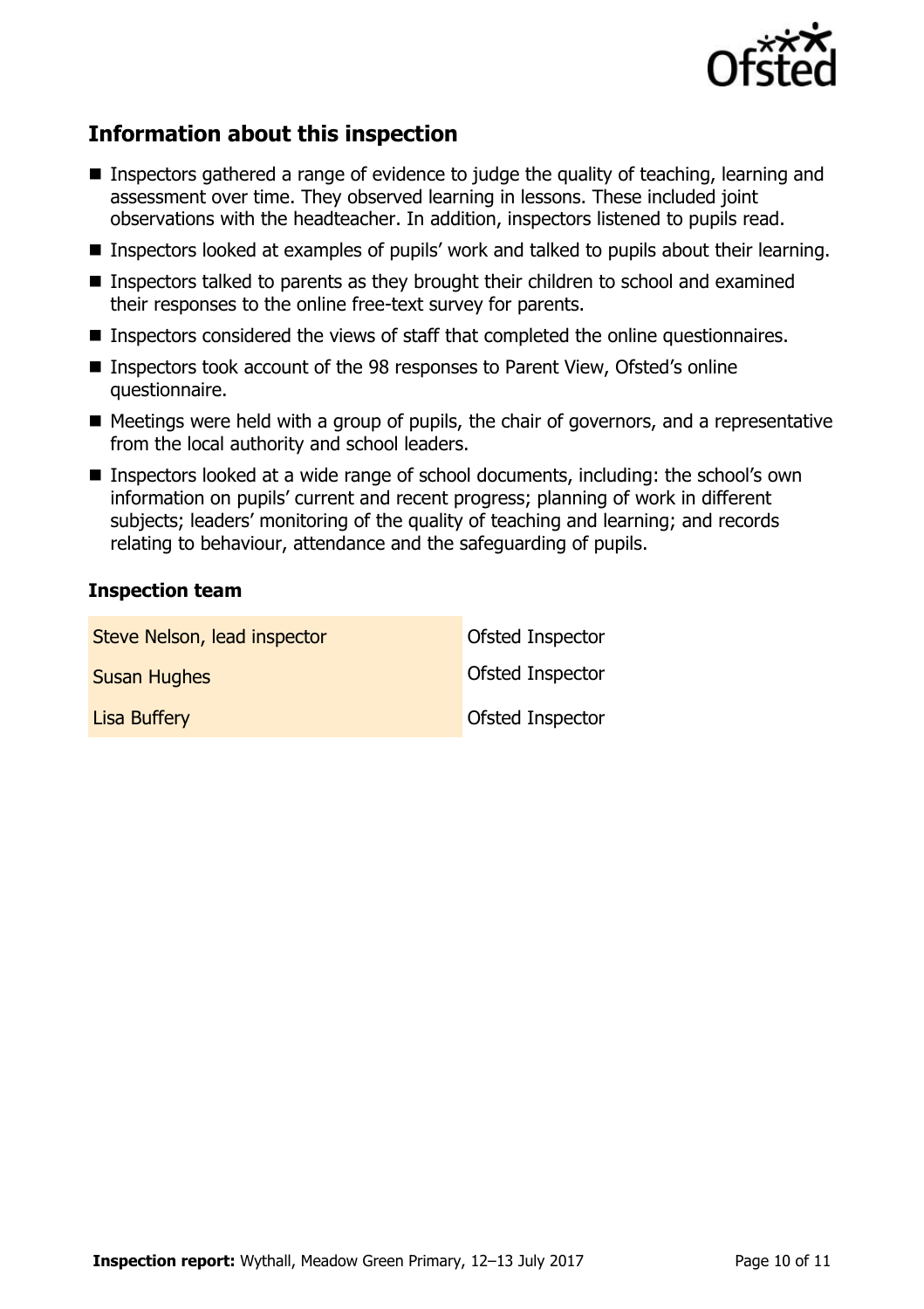## Information about this inspection

- Inspectors gathered a range of evidence to judge the quality of teaching, learning and assessment over time. They observed learning in lessons. These included joint observations with the headteacher. In addition, inspectors listened to pupils read.
- Inspectors looked at examples of pupils' work and talked to pupils about their learning.
- Inspectors talked to parents as they brought their children to school and examined their responses to the online free-text survey for parents.
- Inspectors considered the views of staff that completed the online questionnaires.
- Inspectors took account of the 98 responses to Parent View, Ofsted's online questionnaire.
- Meetings were held with a group of pupils, the chair of governors, and a representative from the local authority and school leaders.
- Inspectors looked at a wide range of school documents, including: the school's own information on pupils' current and recent progress; planning of work in different subjects; leaders' monitoring of the quality of teaching and learning; and records relating to behaviour, attendance and the safeguarding of pupils.

### Inspection team

| | |
|---|---|
| Steve Nelson, lead inspector | Ofsted Inspector |
| Susan Hughes | Ofsted Inspector |
| Lisa Buffery | Ofsted Inspector |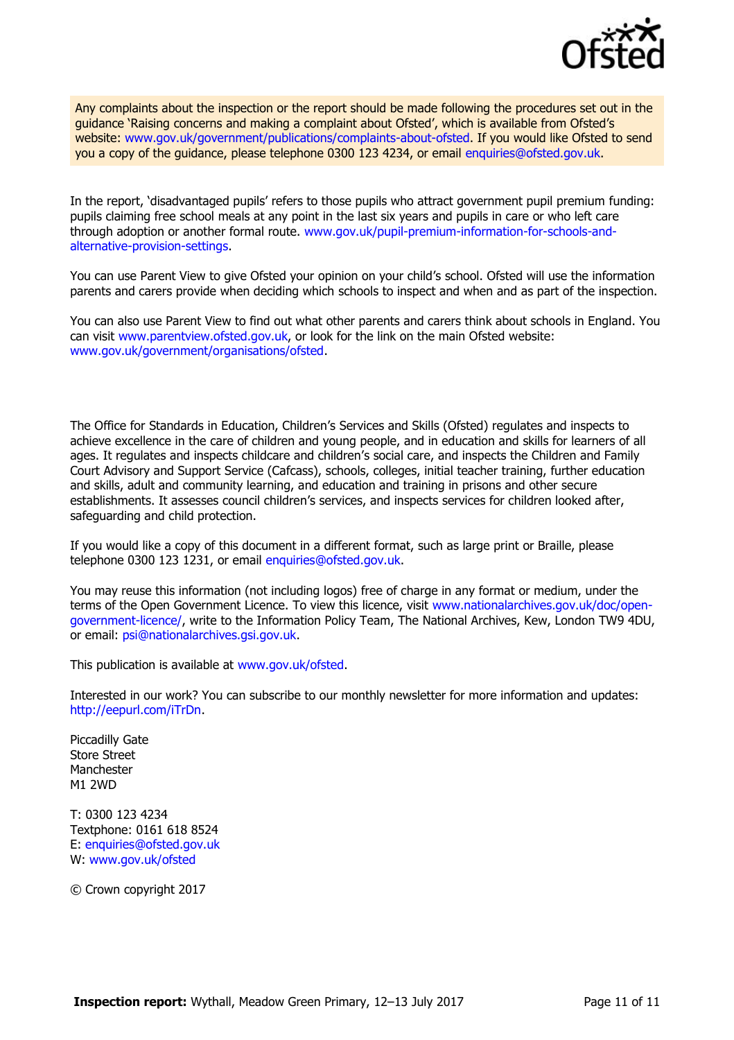Any complaints about the inspection or the report should be made following the procedures set out in the guidance 'Raising concerns and making a complaint about Ofsted', which is available from Ofsted's website: www.gov.uk/government/publications/complaints-about-ofsted. If you would like Ofsted to send you a copy of the guidance, please telephone 0300 123 4234, or email enquiries@ofsted.gov.uk.

In the report, 'disadvantaged pupils' refers to those pupils who attract government pupil premium funding: pupils claiming free school meals at any point in the last six years and pupils in care or who left care through adoption or another formal route. www.gov.uk/pupil-premium-information-for-schools-and-alternative-provision-settings.

You can use Parent View to give Ofsted your opinion on your child's school. Ofsted will use the information parents and carers provide when deciding which schools to inspect and when and as part of the inspection.

You can also use Parent View to find out what other parents and carers think about schools in England. You can visit www.parentview.ofsted.gov.uk, or look for the link on the main Ofsted website: www.gov.uk/government/organisations/ofsted.

The Office for Standards in Education, Children's Services and Skills (Ofsted) regulates and inspects to achieve excellence in the care of children and young people, and in education and skills for learners of all ages. It regulates and inspects childcare and children's social care, and inspects the Children and Family Court Advisory and Support Service (Cafcass), schools, colleges, initial teacher training, further education and skills, adult and community learning, and education and training in prisons and other secure establishments. It assesses council children's services, and inspects services for children looked after, safeguarding and child protection.

If you would like a copy of this document in a different format, such as large print or Braille, please telephone 0300 123 1231, or email enquiries@ofsted.gov.uk.

You may reuse this information (not including logos) free of charge in any format or medium, under the terms of the Open Government Licence. To view this licence, visit www.nationalarchives.gov.uk/doc/open-government-licence/, write to the Information Policy Team, The National Archives, Kew, London TW9 4DU, or email: psi@nationalarchives.gsi.gov.uk.

This publication is available at www.gov.uk/ofsted.

Interested in our work? You can subscribe to our monthly newsletter for more information and updates: http://eepurl.com/iTrDn.

Piccadilly Gate
Store Street
Manchester
M1 2WD

T: 0300 123 4234
Textphone: 0161 618 8524
E: enquiries@ofsted.gov.uk
W: www.gov.uk/ofsted

© Crown copyright 2017